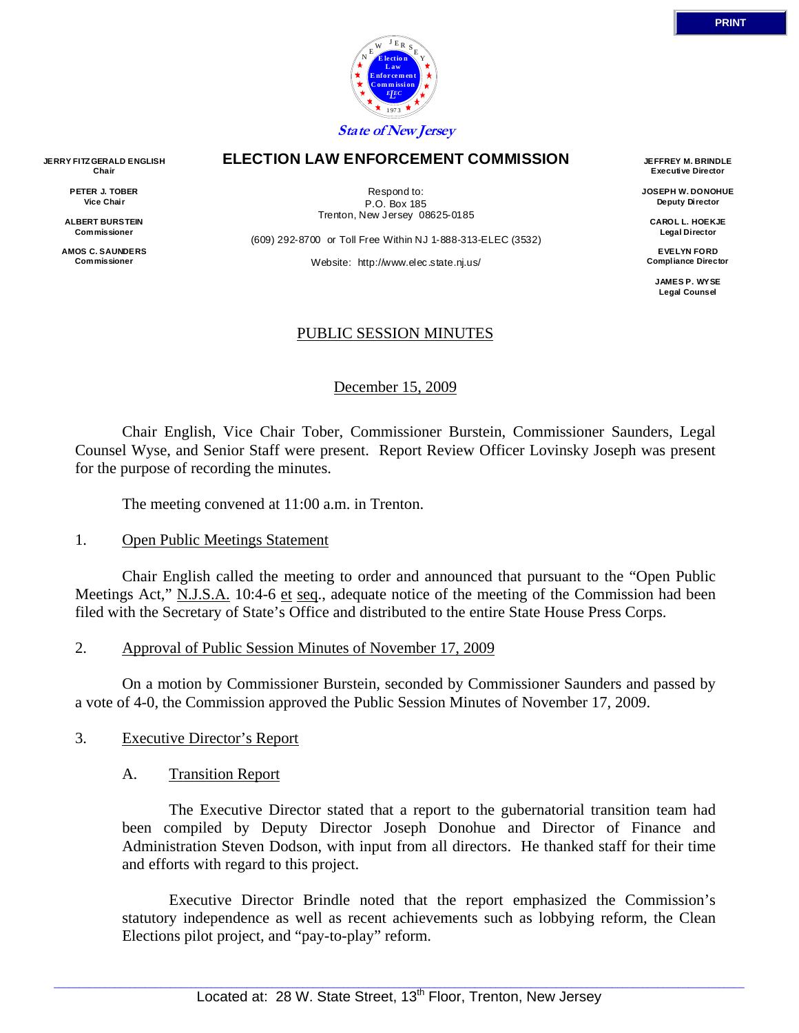State of New Jersey

# ELECTION LAW ENFORCEMENT COMMISSION

**JERRY FITZGERALD ENGLISH**
Chair

**PETER J. TOBER**
Vice Chair

**ALBERT BURSTEIN**
Commissioner

**AMOS C. SAUNDERS**
Commissioner

Respond to:
P.O. Box 185
Trenton, New Jersey 08625-0185

(609) 292-8700 or Toll Free Within NJ 1-888-313-ELEC (3532)

Website: http://www.elec.state.nj.us/

**JEFFREY M. BRINDLE**
Executive Director

**JOSEPH W. DONOHUE**
Deputy Director

**CAROL L. HOEKJE**
Legal Director

**EVELYN FORD**
Compliance Director

**JAMES P. WYSE**
Legal Counsel

## PUBLIC SESSION MINUTES

December 15, 2009

Chair English, Vice Chair Tober, Commissioner Burstein, Commissioner Saunders, Legal Counsel Wyse, and Senior Staff were present. Report Review Officer Lovinsky Joseph was present for the purpose of recording the minutes.

The meeting convened at 11:00 a.m. in Trenton.

1. Open Public Meetings Statement

Chair English called the meeting to order and announced that pursuant to the "Open Public Meetings Act," N.J.S.A. 10:4-6 et seq., adequate notice of the meeting of the Commission had been filed with the Secretary of State's Office and distributed to the entire State House Press Corps.

2. Approval of Public Session Minutes of November 17, 2009

On a motion by Commissioner Burstein, seconded by Commissioner Saunders and passed by a vote of 4-0, the Commission approved the Public Session Minutes of November 17, 2009.

3. Executive Director's Report

A. Transition Report

The Executive Director stated that a report to the gubernatorial transition team had been compiled by Deputy Director Joseph Donohue and Director of Finance and Administration Steven Dodson, with input from all directors. He thanked staff for their time and efforts with regard to this project.

Executive Director Brindle noted that the report emphasized the Commission's statutory independence as well as recent achievements such as lobbying reform, the Clean Elections pilot project, and "pay-to-play" reform.

Located at: 28 W. State Street, 13th Floor, Trenton, New Jersey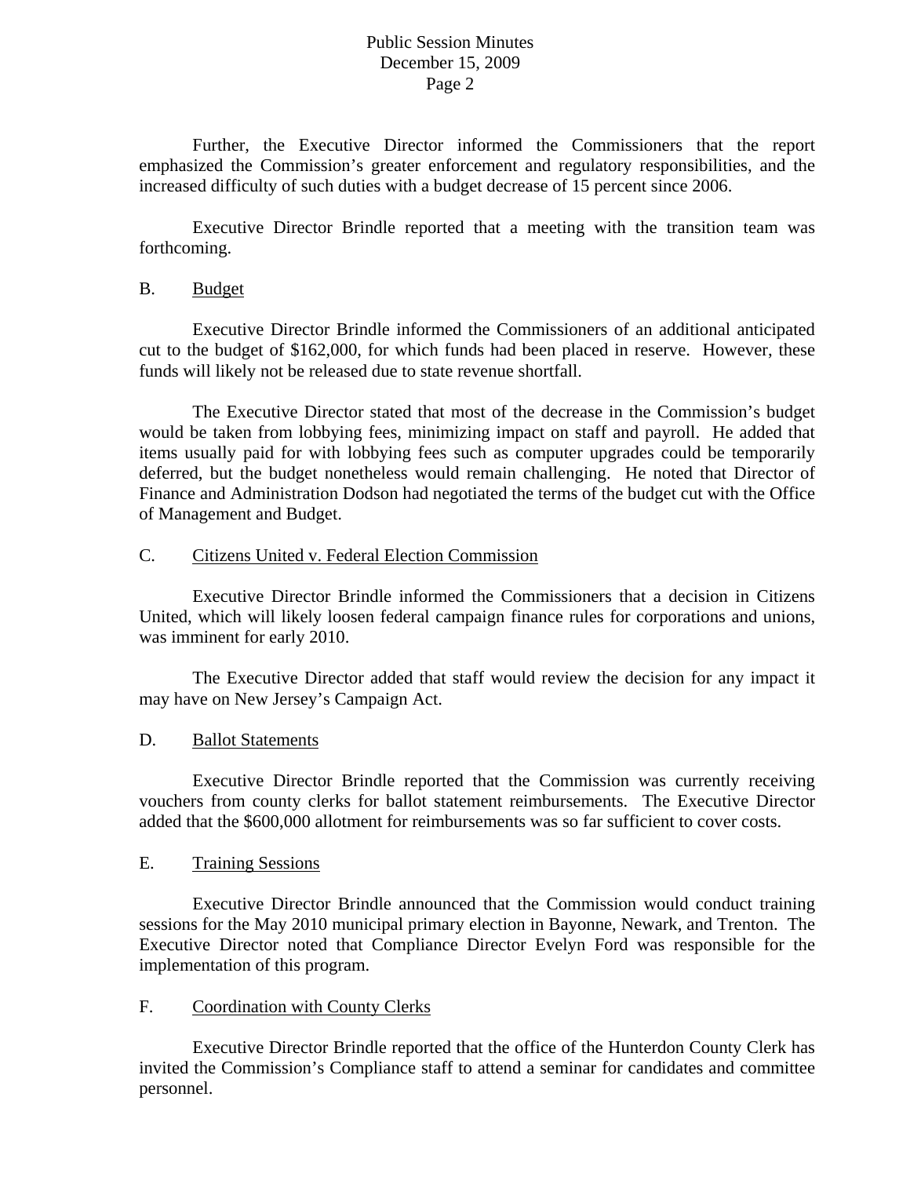Further, the Executive Director informed the Commissioners that the report emphasized the Commission's greater enforcement and regulatory responsibilities, and the increased difficulty of such duties with a budget decrease of 15 percent since 2006.

Executive Director Brindle reported that a meeting with the transition team was forthcoming.

B. Budget

Executive Director Brindle informed the Commissioners of an additional anticipated cut to the budget of $162,000, for which funds had been placed in reserve. However, these funds will likely not be released due to state revenue shortfall.

The Executive Director stated that most of the decrease in the Commission's budget would be taken from lobbying fees, minimizing impact on staff and payroll. He added that items usually paid for with lobbying fees such as computer upgrades could be temporarily deferred, but the budget nonetheless would remain challenging. He noted that Director of Finance and Administration Dodson had negotiated the terms of the budget cut with the Office of Management and Budget.

C. Citizens United v. Federal Election Commission

Executive Director Brindle informed the Commissioners that a decision in Citizens United, which will likely loosen federal campaign finance rules for corporations and unions, was imminent for early 2010.

The Executive Director added that staff would review the decision for any impact it may have on New Jersey's Campaign Act.

D. Ballot Statements

Executive Director Brindle reported that the Commission was currently receiving vouchers from county clerks for ballot statement reimbursements. The Executive Director added that the $600,000 allotment for reimbursements was so far sufficient to cover costs.

E. Training Sessions

Executive Director Brindle announced that the Commission would conduct training sessions for the May 2010 municipal primary election in Bayonne, Newark, and Trenton. The Executive Director noted that Compliance Director Evelyn Ford was responsible for the implementation of this program.

F. Coordination with County Clerks

Executive Director Brindle reported that the office of the Hunterdon County Clerk has invited the Commission's Compliance staff to attend a seminar for candidates and committee personnel.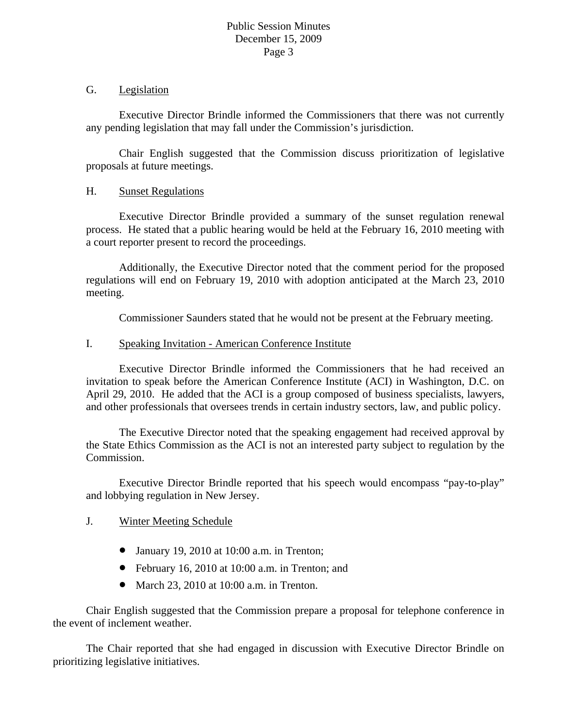G. Legislation

Executive Director Brindle informed the Commissioners that there was not currently any pending legislation that may fall under the Commission's jurisdiction.

Chair English suggested that the Commission discuss prioritization of legislative proposals at future meetings.

H. Sunset Regulations

Executive Director Brindle provided a summary of the sunset regulation renewal process. He stated that a public hearing would be held at the February 16, 2010 meeting with a court reporter present to record the proceedings.

Additionally, the Executive Director noted that the comment period for the proposed regulations will end on February 19, 2010 with adoption anticipated at the March 23, 2010 meeting.

Commissioner Saunders stated that he would not be present at the February meeting.

I. Speaking Invitation - American Conference Institute

Executive Director Brindle informed the Commissioners that he had received an invitation to speak before the American Conference Institute (ACI) in Washington, D.C. on April 29, 2010. He added that the ACI is a group composed of business specialists, lawyers, and other professionals that oversees trends in certain industry sectors, law, and public policy.

The Executive Director noted that the speaking engagement had received approval by the State Ethics Commission as the ACI is not an interested party subject to regulation by the Commission.

Executive Director Brindle reported that his speech would encompass "pay-to-play" and lobbying regulation in New Jersey.

J. Winter Meeting Schedule

- January 19, 2010 at 10:00 a.m. in Trenton;
- February 16, 2010 at 10:00 a.m. in Trenton; and
- March 23, 2010 at 10:00 a.m. in Trenton.

Chair English suggested that the Commission prepare a proposal for telephone conference in the event of inclement weather.

The Chair reported that she had engaged in discussion with Executive Director Brindle on prioritizing legislative initiatives.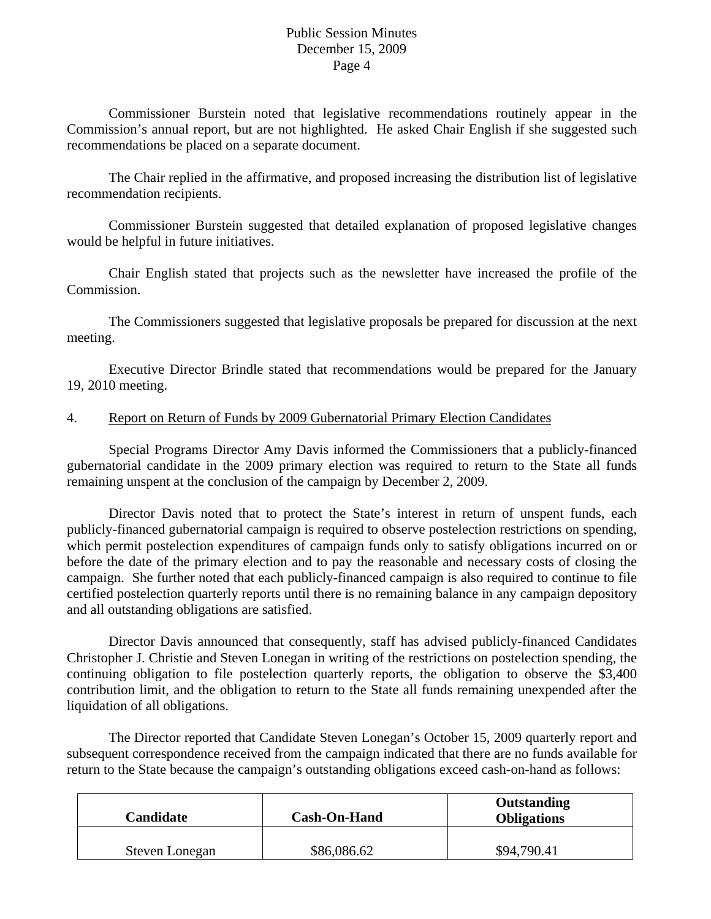Commissioner Burstein noted that legislative recommendations routinely appear in the Commission's annual report, but are not highlighted. He asked Chair English if she suggested such recommendations be placed on a separate document.

The Chair replied in the affirmative, and proposed increasing the distribution list of legislative recommendation recipients.

Commissioner Burstein suggested that detailed explanation of proposed legislative changes would be helpful in future initiatives.

Chair English stated that projects such as the newsletter have increased the profile of the Commission.

The Commissioners suggested that legislative proposals be prepared for discussion at the next meeting.

Executive Director Brindle stated that recommendations would be prepared for the January 19, 2010 meeting.

4. Report on Return of Funds by 2009 Gubernatorial Primary Election Candidates

Special Programs Director Amy Davis informed the Commissioners that a publicly-financed gubernatorial candidate in the 2009 primary election was required to return to the State all funds remaining unspent at the conclusion of the campaign by December 2, 2009.

Director Davis noted that to protect the State's interest in return of unspent funds, each publicly-financed gubernatorial campaign is required to observe postelection restrictions on spending, which permit postelection expenditures of campaign funds only to satisfy obligations incurred on or before the date of the primary election and to pay the reasonable and necessary costs of closing the campaign. She further noted that each publicly-financed campaign is also required to continue to file certified postelection quarterly reports until there is no remaining balance in any campaign depository and all outstanding obligations are satisfied.

Director Davis announced that consequently, staff has advised publicly-financed Candidates Christopher J. Christie and Steven Lonegan in writing of the restrictions on postelection spending, the continuing obligation to file postelection quarterly reports, the obligation to observe the $3,400 contribution limit, and the obligation to return to the State all funds remaining unexpended after the liquidation of all obligations.

The Director reported that Candidate Steven Lonegan's October 15, 2009 quarterly report and subsequent correspondence received from the campaign indicated that there are no funds available for return to the State because the campaign's outstanding obligations exceed cash-on-hand as follows:

| Candidate | Cash-On-Hand | Outstanding Obligations |
|---|---|---|
| Steven Lonegan | $86,086.62 | $94,790.41 |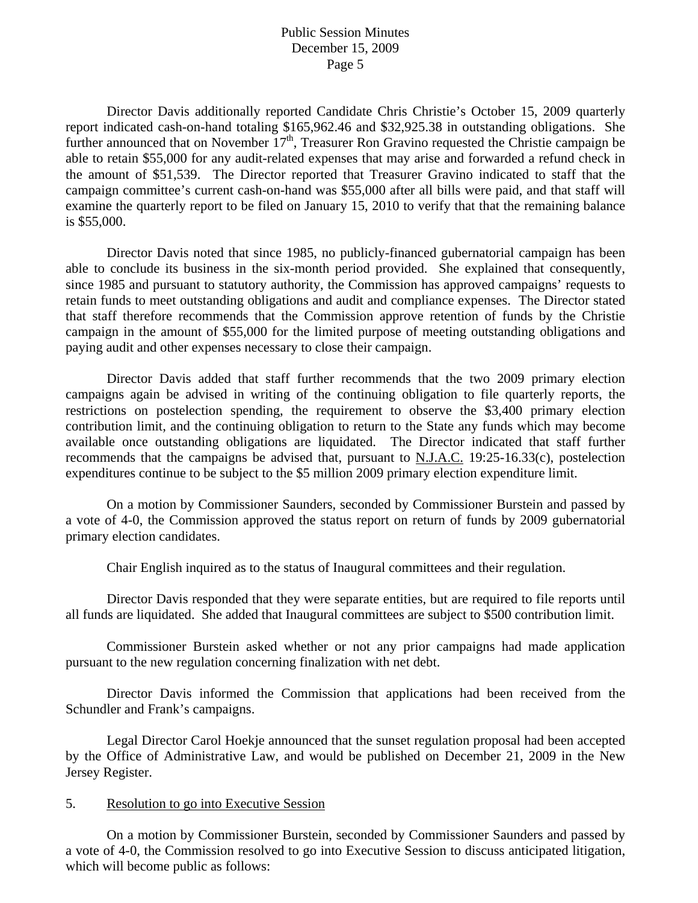Director Davis additionally reported Candidate Chris Christie's October 15, 2009 quarterly report indicated cash-on-hand totaling $165,962.46 and $32,925.38 in outstanding obligations. She further announced that on November 17th, Treasurer Ron Gravino requested the Christie campaign be able to retain $55,000 for any audit-related expenses that may arise and forwarded a refund check in the amount of $51,539. The Director reported that Treasurer Gravino indicated to staff that the campaign committee's current cash-on-hand was $55,000 after all bills were paid, and that staff will examine the quarterly report to be filed on January 15, 2010 to verify that that the remaining balance is $55,000.

Director Davis noted that since 1985, no publicly-financed gubernatorial campaign has been able to conclude its business in the six-month period provided. She explained that consequently, since 1985 and pursuant to statutory authority, the Commission has approved campaigns' requests to retain funds to meet outstanding obligations and audit and compliance expenses. The Director stated that staff therefore recommends that the Commission approve retention of funds by the Christie campaign in the amount of $55,000 for the limited purpose of meeting outstanding obligations and paying audit and other expenses necessary to close their campaign.

Director Davis added that staff further recommends that the two 2009 primary election campaigns again be advised in writing of the continuing obligation to file quarterly reports, the restrictions on postelection spending, the requirement to observe the $3,400 primary election contribution limit, and the continuing obligation to return to the State any funds which may become available once outstanding obligations are liquidated. The Director indicated that staff further recommends that the campaigns be advised that, pursuant to N.J.A.C. 19:25-16.33(c), postelection expenditures continue to be subject to the $5 million 2009 primary election expenditure limit.

On a motion by Commissioner Saunders, seconded by Commissioner Burstein and passed by a vote of 4-0, the Commission approved the status report on return of funds by 2009 gubernatorial primary election candidates.

Chair English inquired as to the status of Inaugural committees and their regulation.

Director Davis responded that they were separate entities, but are required to file reports until all funds are liquidated. She added that Inaugural committees are subject to $500 contribution limit.

Commissioner Burstein asked whether or not any prior campaigns had made application pursuant to the new regulation concerning finalization with net debt.

Director Davis informed the Commission that applications had been received from the Schundler and Frank's campaigns.

Legal Director Carol Hoekje announced that the sunset regulation proposal had been accepted by the Office of Administrative Law, and would be published on December 21, 2009 in the New Jersey Register.

5. Resolution to go into Executive Session

On a motion by Commissioner Burstein, seconded by Commissioner Saunders and passed by a vote of 4-0, the Commission resolved to go into Executive Session to discuss anticipated litigation, which will become public as follows: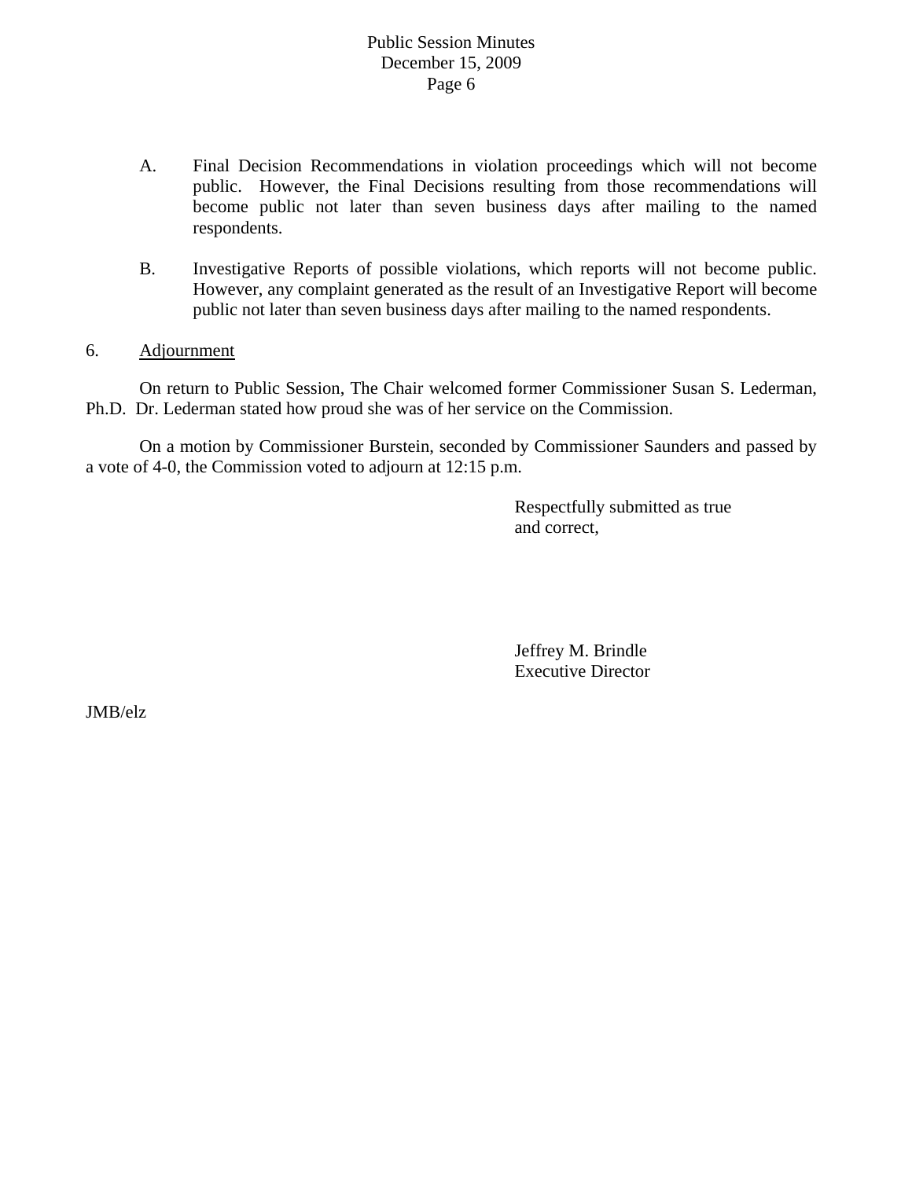A. Final Decision Recommendations in violation proceedings which will not become public. However, the Final Decisions resulting from those recommendations will become public not later than seven business days after mailing to the named respondents.

B. Investigative Reports of possible violations, which reports will not become public. However, any complaint generated as the result of an Investigative Report will become public not later than seven business days after mailing to the named respondents.

6. Adjournment

On return to Public Session, The Chair welcomed former Commissioner Susan S. Lederman, Ph.D. Dr. Lederman stated how proud she was of her service on the Commission.

On a motion by Commissioner Burstein, seconded by Commissioner Saunders and passed by a vote of 4-0, the Commission voted to adjourn at 12:15 p.m.

Respectfully submitted as true and correct,

Jeffrey M. Brindle
Executive Director

JMB/elz